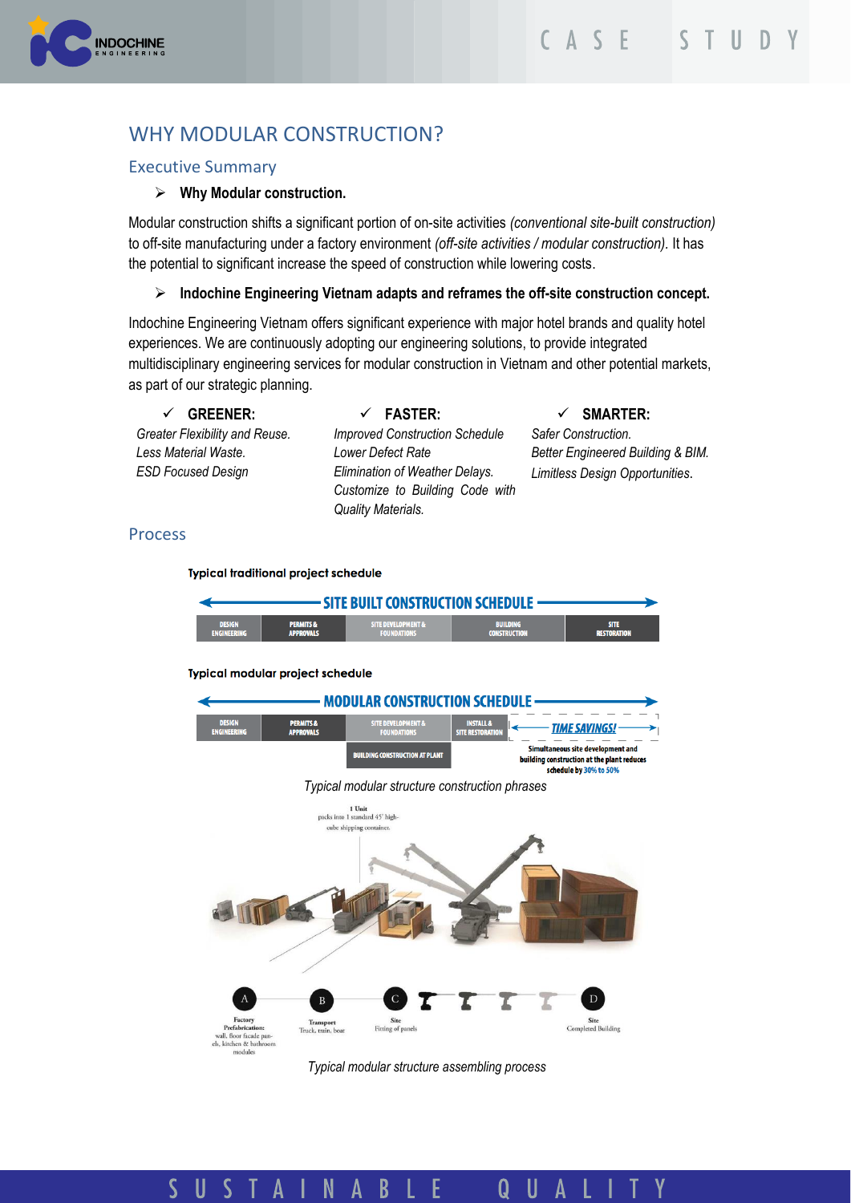# WHY MODULAR CONSTRUCTION?

## Executive Summary

➢ **Why Modular construction.**

Modular construction shifts a significant portion of on-site activities *(conventional site-built construction)* to off-site manufacturing under a factory environment *(off-site activities / modular construction).* It has the potential to significant increase the speed of construction while lowering costs.

➢ **Indochine Engineering Vietnam adapts and reframes the off-site construction concept.**

Indochine Engineering Vietnam offers significant experience with major hotel brands and quality hotel experiences. We are continuously adopting our engineering solutions, to provide integrated multidisciplinary engineering services for modular construction in Vietnam and other potential markets, as part of our strategic planning.

✓ **GREENER:**

*Greater Flexibility and Reuse.*
*Less Material Waste.*
*ESD Focused Design*

✓ **FASTER:**

*Improved Construction Schedule*
*Lower Defect Rate*
*Elimination of Weather Delays.*
*Customize to Building Code with Quality Materials.*

✓ **SMARTER:**

*Safer Construction.*
*Better Engineered Building & BIM.*
*Limitless Design Opportunities.*

## Process

**Typical traditional project schedule**

SITE BUILT CONSTRUCTION SCHEDULE

| DESIGN ENGINEERING | PERMITS & APPROVALS | SITE DEVELOPMENT & FOUNDATIONS | BUILDING CONSTRUCTION | SITE RESTORATION |
|---|---|---|---|---|

**Typical modular project schedule**

MODULAR CONSTRUCTION SCHEDULE

| DESIGN ENGINEERING | PERMITS & APPROVALS | SITE DEVELOPMENT & FOUNDATIONS | INSTALL & SITE RESTORATION | TIME SAVINGS! |
|---|---|---|---|---|
| | | BUILDING CONSTRUCTION AT PLANT | | Simultaneous site development and building construction at the plant reduces schedule by 30% to 50% |

*Typical modular structure construction phrases*

1 Unit packs into 1 standard 45' high-cube shipping container.

A – Factory Prefabrication: wall, floor facade panels, kitchen & bathroom modules

B – Transport Truck, train, boat

C – Site Fitting of panels

D – Site Completed Building

*Typical modular structure assembling process*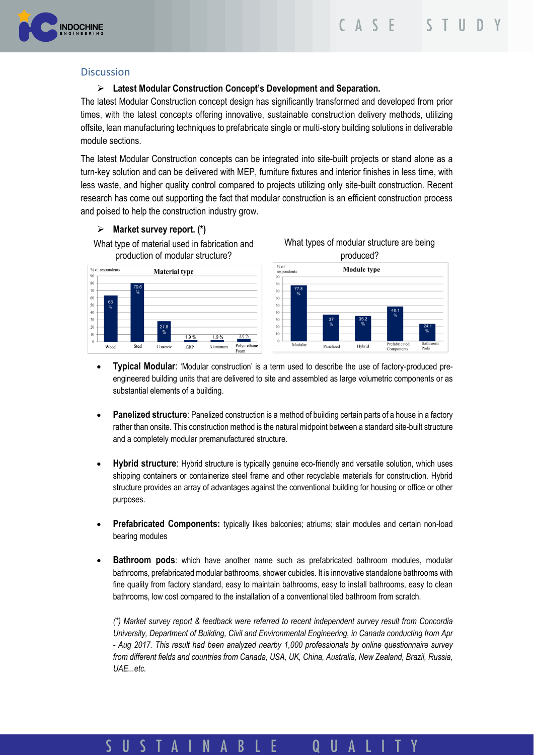## Discussion

- **Latest Modular Construction Concept's Development and Separation.**

The latest Modular Construction concept design has significantly transformed and developed from prior times, with the latest concepts offering innovative, sustainable construction delivery methods, utilizing offsite, lean manufacturing techniques to prefabricate single or multi-story building solutions in deliverable module sections.

The latest Modular Construction concepts can be integrated into site-built projects or stand alone as a turn-key solution and can be delivered with MEP, furniture fixtures and interior finishes in less time, with less waste, and higher quality control compared to projects utilizing only site-built construction. Recent research has come out supporting the fact that modular construction is an efficient construction process and poised to help the construction industry grow.

- **Market survey report. (*)**

What type of material used in fabrication and production of modular structure?

**Material type** (% of respondents)

| Wood | Steel | Concrete | GRP | Aluminum | Polyurethane Foam |
|---|---|---|---|---|---|
| 63 % | 79.6 % | 27.8 % | 1.9 % | 1.9 % | 3.8 % |

What types of modular structure are being produced?

**Module type** (% of respondents)

| Modular | Panelized | Hybrid | Prefabricated Components | Bathroom Pods |
|---|---|---|---|---|
| 77.8 % | 37 % | 35.2 % | 48.1 % | 24.1 % |

- **Typical Modular**: 'Modular construction' is a term used to describe the use of factory-produced pre-engineered building units that are delivered to site and assembled as large volumetric components or as substantial elements of a building.

- **Panelized structure**: Panelized construction is a method of building certain parts of a house in a factory rather than onsite. This construction method is the natural midpoint between a standard site-built structure and a completely modular premanufactured structure.

- **Hybrid structure**: Hybrid structure is typically genuine eco-friendly and versatile solution, which uses shipping containers or containerize steel frame and other recyclable materials for construction. Hybrid structure provides an array of advantages against the conventional building for housing or office or other purposes.

- **Prefabricated Components:** typically likes balconies; atriums; stair modules and certain non-load bearing modules

- **Bathroom pods**: which have another name such as prefabricated bathroom modules, modular bathrooms, prefabricated modular bathrooms, shower cubicles. It is innovative standalone bathrooms with fine quality from factory standard, easy to maintain bathrooms, easy to install bathrooms, easy to clean bathrooms, low cost compared to the installation of a conventional tiled bathroom from scratch.

*(*) Market survey report & feedback were referred to recent independent survey result from Concordia University, Department of Building, Civil and Environmental Engineering, in Canada conducting from Apr - Aug 2017. This result had been analyzed nearby 1,000 professionals by online questionnaire survey from different fields and countries from Canada, USA, UK, China, Australia, New Zealand, Brazil, Russia, UAE...etc.*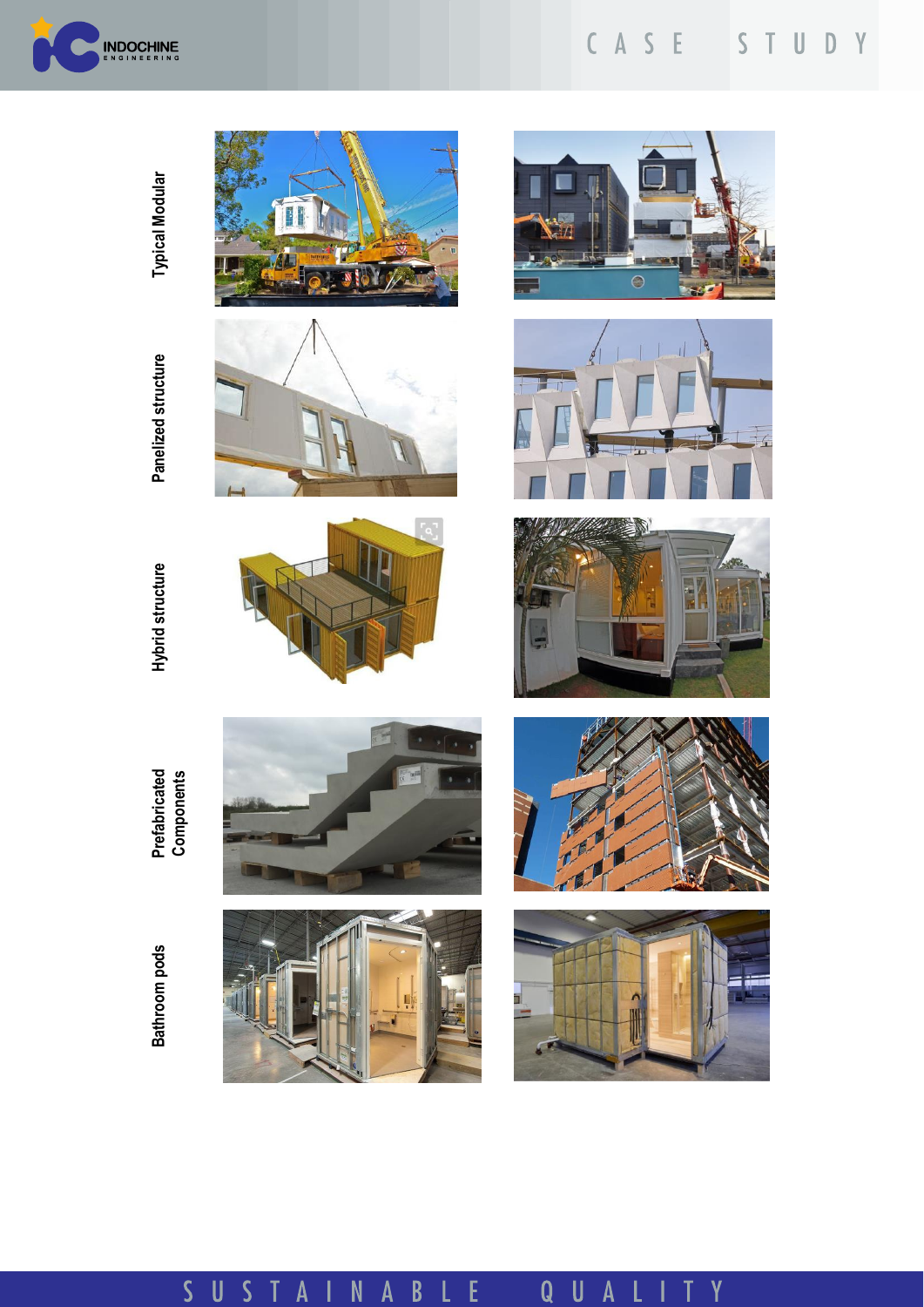Typical Modular

Panelized structure

Hybrid structure

Prefabricated Components

Bathroom pods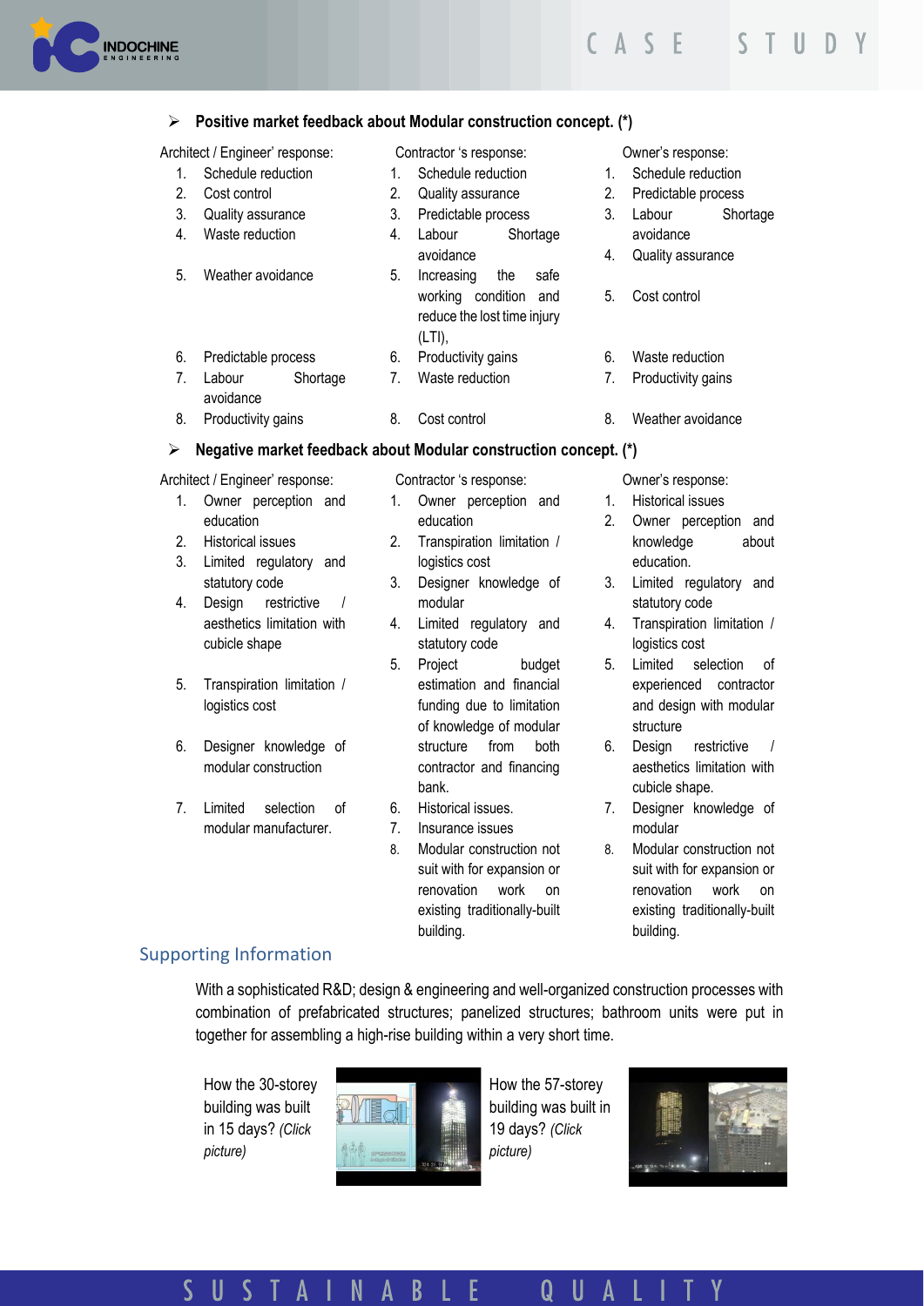- **Positive market feedback about Modular construction concept. (*)**

| Architect / Engineer' response: | Contractor 's response: | Owner's response: |
|---|---|---|
| 1. Schedule reduction | 1. Schedule reduction | 1. Schedule reduction |
| 2. Cost control | 2. Quality assurance | 2. Predictable process |
| 3. Quality assurance | 3. Predictable process | 3. Labour Shortage avoidance |
| 4. Waste reduction | 4. Labour Shortage avoidance | 4. Quality assurance |
| 5. Weather avoidance | 5. Increasing the safe working condition and reduce the lost time injury (LTI), | 5. Cost control |
| 6. Predictable process | 6. Productivity gains | 6. Waste reduction |
| 7. Labour Shortage avoidance | 7. Waste reduction | 7. Productivity gains |
| 8. Productivity gains | 8. Cost control | 8. Weather avoidance |

- **Negative market feedback about Modular construction concept. (*)**

| Architect / Engineer' response: | Contractor 's response: | Owner's response: |
|---|---|---|
| 1. Owner perception and education | 1. Owner perception and education | 1. Historical issues |
| 2. Historical issues | 2. Transpiration limitation / logistics cost | 2. Owner perception and knowledge about education. |
| 3. Limited regulatory and statutory code | 3. Designer knowledge of modular | 3. Limited regulatory and statutory code |
| 4. Design restrictive / aesthetics limitation with cubicle shape | 4. Limited regulatory and statutory code | 4. Transpiration limitation / logistics cost |
| 5. Transpiration limitation / logistics cost | 5. Project budget estimation and financial funding due to limitation of knowledge of modular structure from both contractor and financing bank. | 5. Limited selection of experienced contractor and design with modular structure |
| 6. Designer knowledge of modular construction | 6. Historical issues. | 6. Design restrictive / aesthetics limitation with cubicle shape. |
| 7. Limited selection of modular manufacturer. | 7. Insurance issues | 7. Designer knowledge of modular |
| | 8. Modular construction not suit with for expansion or renovation work on existing traditionally-built building. | 8. Modular construction not suit with for expansion or renovation work on existing traditionally-built building. |

## Supporting Information

With a sophisticated R&D; design & engineering and well-organized construction processes with combination of prefabricated structures; panelized structures; bathroom units were put in together for assembling a high-rise building within a very short time.

How the 30-storey building was built in 15 days? *(Click picture)*

How the 57-storey building was built in 19 days? *(Click picture)*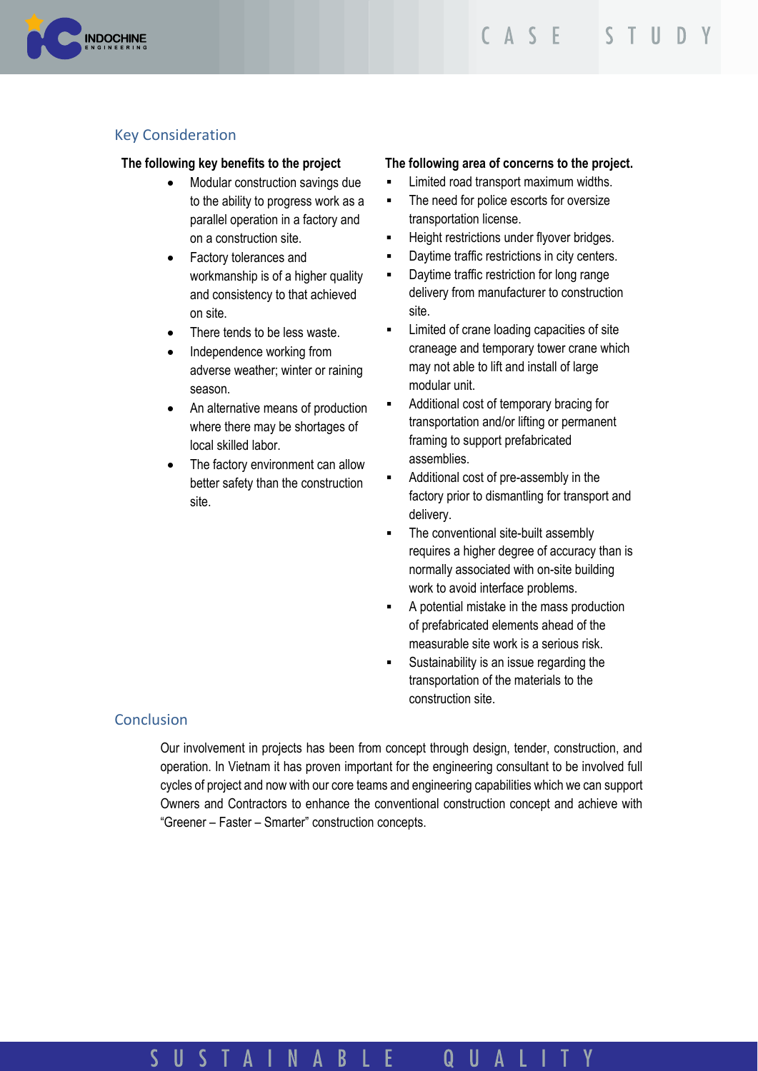## Key Consideration

**The following key benefits to the project**

- Modular construction savings due to the ability to progress work as a parallel operation in a factory and on a construction site.
- Factory tolerances and workmanship is of a higher quality and consistency to that achieved on site.
- There tends to be less waste.
- Independence working from adverse weather; winter or raining season.
- An alternative means of production where there may be shortages of local skilled labor.
- The factory environment can allow better safety than the construction site.

**The following area of concerns to the project.**

- Limited road transport maximum widths.
- The need for police escorts for oversize transportation license.
- Height restrictions under flyover bridges.
- Daytime traffic restrictions in city centers.
- Daytime traffic restriction for long range delivery from manufacturer to construction site.
- Limited of crane loading capacities of site craneage and temporary tower crane which may not able to lift and install of large modular unit.
- Additional cost of temporary bracing for transportation and/or lifting or permanent framing to support prefabricated assemblies.
- Additional cost of pre-assembly in the factory prior to dismantling for transport and delivery.
- The conventional site-built assembly requires a higher degree of accuracy than is normally associated with on-site building work to avoid interface problems.
- A potential mistake in the mass production of prefabricated elements ahead of the measurable site work is a serious risk.
- Sustainability is an issue regarding the transportation of the materials to the construction site.

## Conclusion

Our involvement in projects has been from concept through design, tender, construction, and operation. In Vietnam it has proven important for the engineering consultant to be involved full cycles of project and now with our core teams and engineering capabilities which we can support Owners and Contractors to enhance the conventional construction concept and achieve with "Greener – Faster – Smarter" construction concepts.